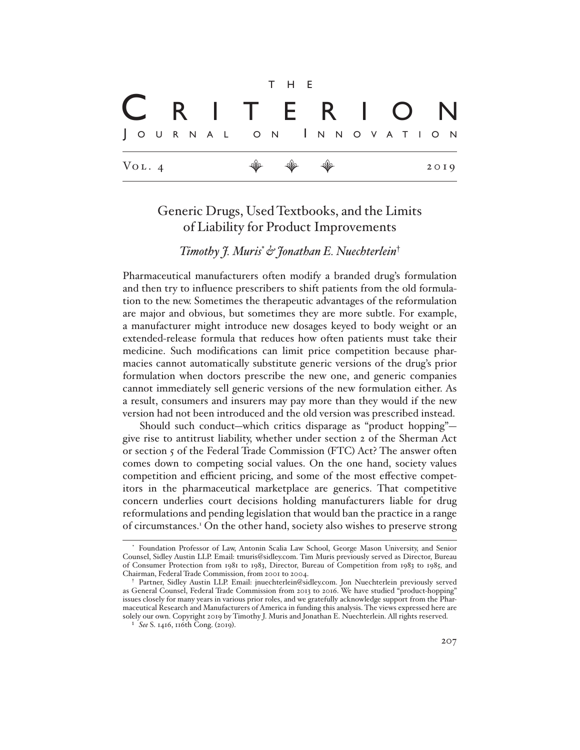# Generic Drugs, Used Textbooks, and the Limits of Liability for Product Improvements

*Timothy J. Muris*[*] *& Jonathan E. Nuechterlein*[†]

Pharmaceutical manufacturers often modify a branded drug's formulation and then try to influence prescribers to shift patients from the old formulation to the new. Sometimes the therapeutic advantages of the reformulation are major and obvious, but sometimes they are more subtle. For example, a manufacturer might introduce new dosages keyed to body weight or an extended-release formula that reduces how often patients must take their medicine. Such modifications can limit price competition because pharmacies cannot automatically substitute generic versions of the drug's prior formulation when doctors prescribe the new one, and generic companies cannot immediately sell generic versions of the new formulation either. As a result, consumers and insurers may pay more than they would if the new version had not been introduced and the old version was prescribed instead.

Should such conduct—which critics disparage as "product hopping"—give rise to antitrust liability, whether under section 2 of the Sherman Act or section 5 of the Federal Trade Commission (FTC) Act? The answer often comes down to competing social values. On the one hand, society values competition and efficient pricing, and some of the most effective competitors in the pharmaceutical marketplace are generics. That competitive concern underlies court decisions holding manufacturers liable for drug reformulations and pending legislation that would ban the practice in a range of circumstances.[1] On the other hand, society also wishes to preserve strong

---

[*] Foundation Professor of Law, Antonin Scalia Law School, George Mason University, and Senior Counsel, Sidley Austin LLP. Email: tmuris@sidley.com. Tim Muris previously served as Director, Bureau of Consumer Protection from 1981 to 1983, Director, Bureau of Competition from 1983 to 1985, and Chairman, Federal Trade Commission, from 2001 to 2004.

[†] Partner, Sidley Austin LLP. Email: jnuechterlein@sidley.com. Jon Nuechterlein previously served as General Counsel, Federal Trade Commission from 2013 to 2016. We have studied "product-hopping" issues closely for many years in various prior roles, and we gratefully acknowledge support from the Pharmaceutical Research and Manufacturers of America in funding this analysis. The views expressed here are solely our own. Copyright 2019 by Timothy J. Muris and Jonathan E. Nuechterlein. All rights reserved.

[1] *See* S. 1416, 116th Cong. (2019).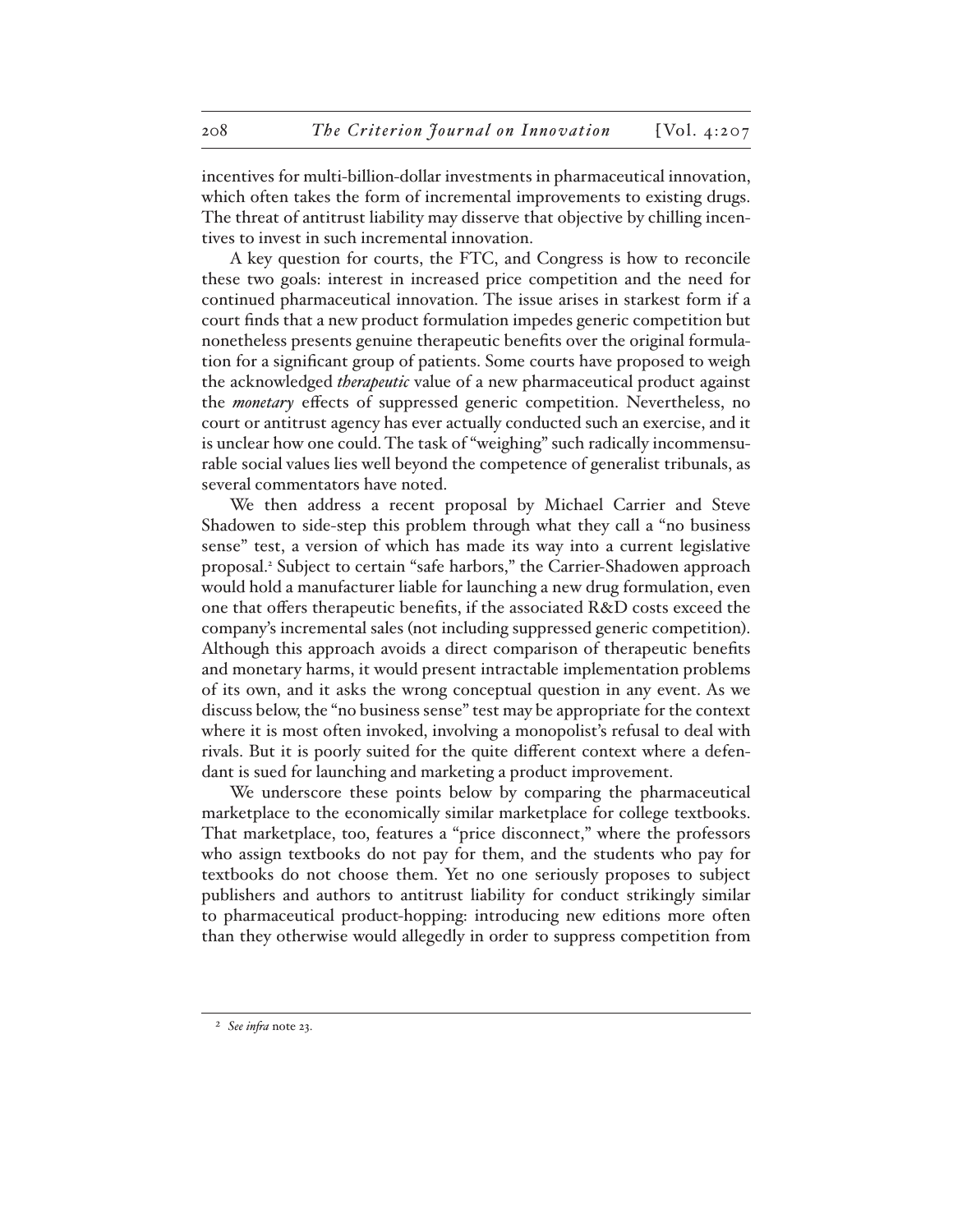incentives for multi-billion-dollar investments in pharmaceutical innovation, which often takes the form of incremental improvements to existing drugs. The threat of antitrust liability may disserve that objective by chilling incentives to invest in such incremental innovation.

A key question for courts, the FTC, and Congress is how to reconcile these two goals: interest in increased price competition and the need for continued pharmaceutical innovation. The issue arises in starkest form if a court finds that a new product formulation impedes generic competition but nonetheless presents genuine therapeutic benefits over the original formulation for a significant group of patients. Some courts have proposed to weigh the acknowledged *therapeutic* value of a new pharmaceutical product against the *monetary* effects of suppressed generic competition. Nevertheless, no court or antitrust agency has ever actually conducted such an exercise, and it is unclear how one could. The task of "weighing" such radically incommensurable social values lies well beyond the competence of generalist tribunals, as several commentators have noted.

We then address a recent proposal by Michael Carrier and Steve Shadowen to side-step this problem through what they call a "no business sense" test, a version of which has made its way into a current legislative proposal.[2] Subject to certain "safe harbors," the Carrier-Shadowen approach would hold a manufacturer liable for launching a new drug formulation, even one that offers therapeutic benefits, if the associated R&D costs exceed the company's incremental sales (not including suppressed generic competition). Although this approach avoids a direct comparison of therapeutic benefits and monetary harms, it would present intractable implementation problems of its own, and it asks the wrong conceptual question in any event. As we discuss below, the "no business sense" test may be appropriate for the context where it is most often invoked, involving a monopolist's refusal to deal with rivals. But it is poorly suited for the quite different context where a defendant is sued for launching and marketing a product improvement.

We underscore these points below by comparing the pharmaceutical marketplace to the economically similar marketplace for college textbooks. That marketplace, too, features a "price disconnect," where the professors who assign textbooks do not pay for them, and the students who pay for textbooks do not choose them. Yet no one seriously proposes to subject publishers and authors to antitrust liability for conduct strikingly similar to pharmaceutical product-hopping: introducing new editions more often than they otherwise would allegedly in order to suppress competition from

---

[2] *See infra* note 23.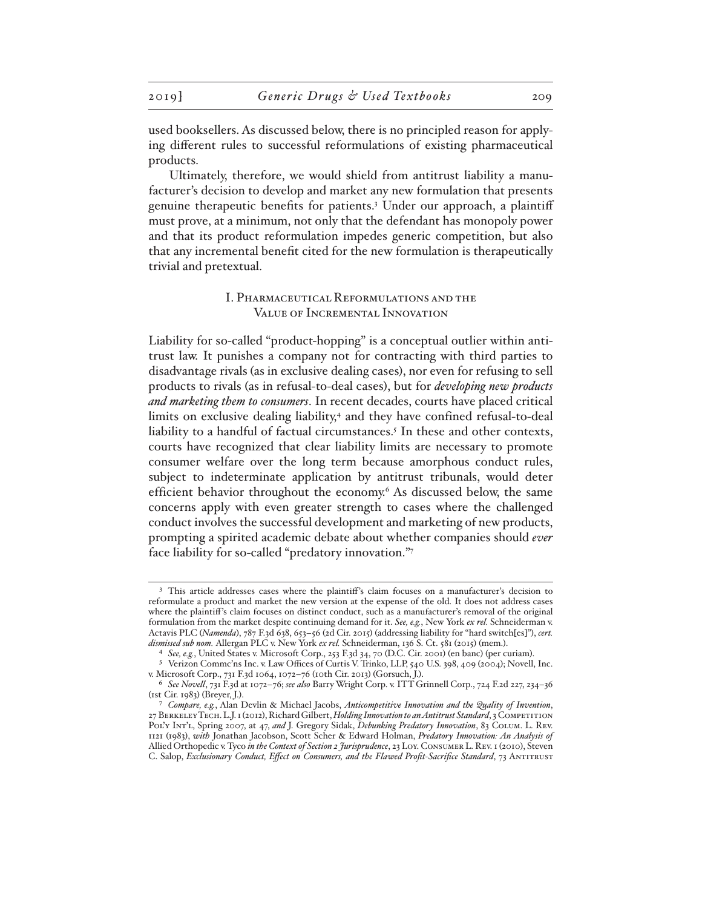used booksellers. As discussed below, there is no principled reason for applying different rules to successful reformulations of existing pharmaceutical products.

Ultimately, therefore, we would shield from antitrust liability a manufacturer's decision to develop and market any new formulation that presents genuine therapeutic benefits for patients.[3] Under our approach, a plaintiff must prove, at a minimum, not only that the defendant has monopoly power and that its product reformulation impedes generic competition, but also that any incremental benefit cited for the new formulation is therapeutically trivial and pretextual.

## I. Pharmaceutical Reformulations and the Value of Incremental Innovation

Liability for so-called "product-hopping" is a conceptual outlier within antitrust law. It punishes a company not for contracting with third parties to disadvantage rivals (as in exclusive dealing cases), nor even for refusing to sell products to rivals (as in refusal-to-deal cases), but for *developing new products and marketing them to consumers*. In recent decades, courts have placed critical limits on exclusive dealing liability,[4] and they have confined refusal-to-deal liability to a handful of factual circumstances.[5] In these and other contexts, courts have recognized that clear liability limits are necessary to promote consumer welfare over the long term because amorphous conduct rules, subject to indeterminate application by antitrust tribunals, would deter efficient behavior throughout the economy.[6] As discussed below, the same concerns apply with even greater strength to cases where the challenged conduct involves the successful development and marketing of new products, prompting a spirited academic debate about whether companies should *ever* face liability for so-called "predatory innovation."[7]

---

[3] This article addresses cases where the plaintiff's claim focuses on a manufacturer's decision to reformulate a product and market the new version at the expense of the old. It does not address cases where the plaintiff's claim focuses on distinct conduct, such as a manufacturer's removal of the original formulation from the market despite continuing demand for it. *See, e.g.*, New York *ex rel.* Schneiderman v. Actavis PLC (*Namenda*), 787 F.3d 638, 653–56 (2d Cir. 2015) (addressing liability for "hard switch[es]"), *cert. dismissed sub nom.* Allergan PLC v. New York *ex rel.* Schneiderman, 136 S. Ct. 581 (2015) (mem.).

[4] *See, e.g.*, United States v. Microsoft Corp., 253 F.3d 34, 70 (D.C. Cir. 2001) (en banc) (per curiam).

[5] Verizon Commc'ns Inc. v. Law Offices of Curtis V. Trinko, LLP, 540 U.S. 398, 409 (2004); Novell, Inc. v. Microsoft Corp., 731 F.3d 1064, 1072–76 (10th Cir. 2013) (Gorsuch, J.).

[6] *See Novell*, 731 F.3d at 1072–76; *see also* Barry Wright Corp. v. ITT Grinnell Corp., 724 F.2d 227, 234–36 (1st Cir. 1983) (Breyer, J.).

[7] *Compare, e.g.*, Alan Devlin & Michael Jacobs, *Anticompetitive Innovation and the Quality of Invention*, 27 Berkeley Tech. L.J. 1 (2012), Richard Gilbert, *Holding Innovation to an Antitrust Standard*, 3 Competition Pol'y Int'l, Spring 2007, at 47, *and* J. Gregory Sidak, *Debunking Predatory Innovation*, 83 Colum. L. Rev. 1121 (1983), *with* Jonathan Jacobson, Scott Scher & Edward Holman, *Predatory Innovation: An Analysis of* Allied Orthopedic v. Tyco *in the Context of Section 2 Jurisprudence*, 23 Loy. Consumer L. Rev. 1 (2010), Steven C. Salop, *Exclusionary Conduct, Effect on Consumers, and the Flawed Profit-Sacrifice Standard*, 73 Antitrust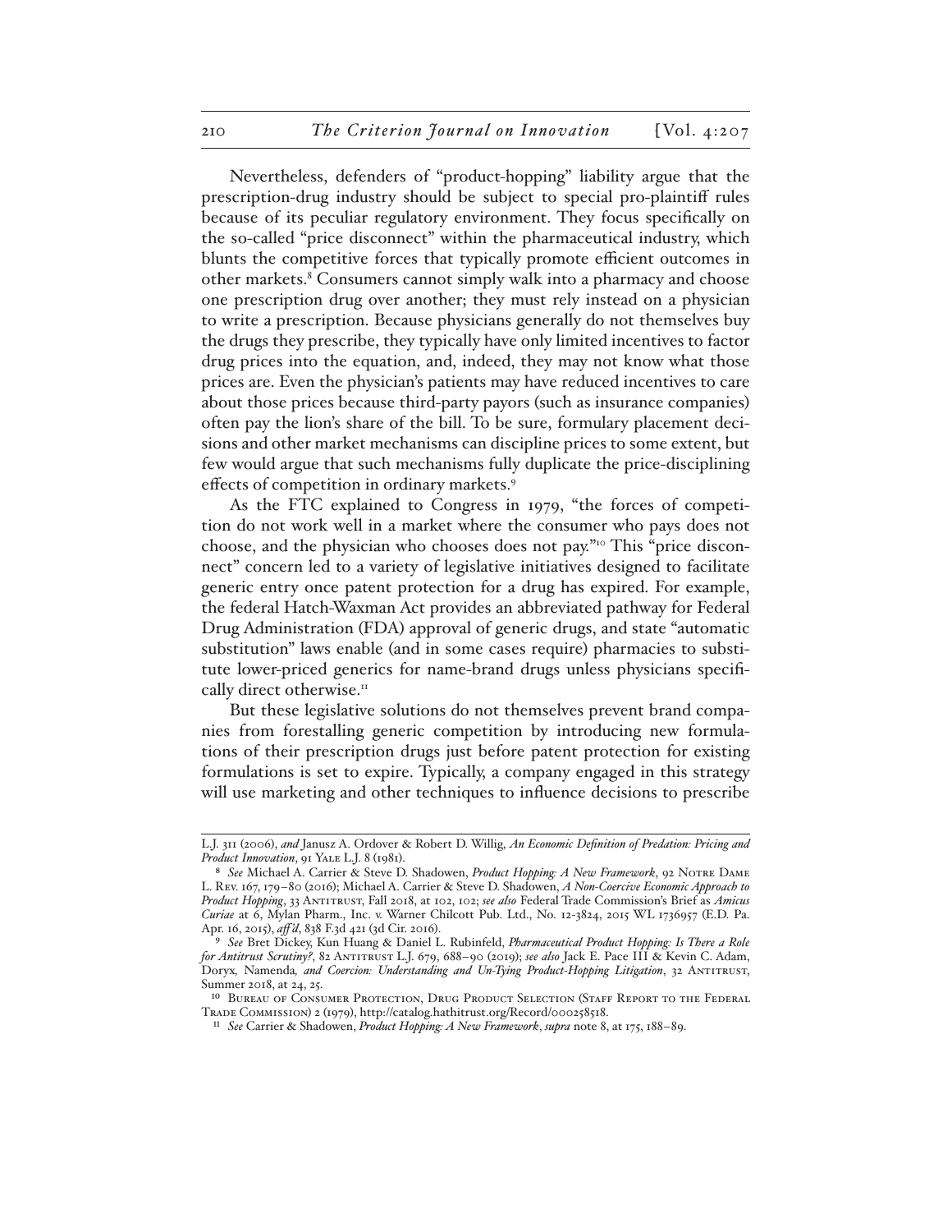Nevertheless, defenders of "product-hopping" liability argue that the prescription-drug industry should be subject to special pro-plaintiff rules because of its peculiar regulatory environment. They focus specifically on the so-called "price disconnect" within the pharmaceutical industry, which blunts the competitive forces that typically promote efficient outcomes in other markets.[8] Consumers cannot simply walk into a pharmacy and choose one prescription drug over another; they must rely instead on a physician to write a prescription. Because physicians generally do not themselves buy the drugs they prescribe, they typically have only limited incentives to factor drug prices into the equation, and, indeed, they may not know what those prices are. Even the physician's patients may have reduced incentives to care about those prices because third-party payors (such as insurance companies) often pay the lion's share of the bill. To be sure, formulary placement decisions and other market mechanisms can discipline prices to some extent, but few would argue that such mechanisms fully duplicate the price-disciplining effects of competition in ordinary markets.[9]

As the FTC explained to Congress in 1979, "the forces of competition do not work well in a market where the consumer who pays does not choose, and the physician who chooses does not pay."[10] This "price disconnect" concern led to a variety of legislative initiatives designed to facilitate generic entry once patent protection for a drug has expired. For example, the federal Hatch-Waxman Act provides an abbreviated pathway for Federal Drug Administration (FDA) approval of generic drugs, and state "automatic substitution" laws enable (and in some cases require) pharmacies to substitute lower-priced generics for name-brand drugs unless physicians specifically direct otherwise.[11]

But these legislative solutions do not themselves prevent brand companies from forestalling generic competition by introducing new formulations of their prescription drugs just before patent protection for existing formulations is set to expire. Typically, a company engaged in this strategy will use marketing and other techniques to influence decisions to prescribe

---

L.J. 311 (2006), *and* Janusz A. Ordover & Robert D. Willig, *An Economic Definition of Predation: Pricing and Product Innovation*, 91 Yale L.J. 8 (1981).

[8] *See* Michael A. Carrier & Steve D. Shadowen, *Product Hopping: A New Framework*, 92 Notre Dame L. Rev. 167, 179–80 (2016); Michael A. Carrier & Steve D. Shadowen, *A Non-Coercive Economic Approach to Product Hopping*, 33 Antitrust, Fall 2018, at 102, 102; *see also* Federal Trade Commission's Brief as *Amicus Curiae* at 6, Mylan Pharm., Inc. v. Warner Chilcott Pub. Ltd., No. 12-3824, 2015 WL 1736957 (E.D. Pa. Apr. 16, 2015), *aff'd*, 838 F.3d 421 (3d Cir. 2016).

[9] *See* Bret Dickey, Kun Huang & Daniel L. Rubinfeld, *Pharmaceutical Product Hopping: Is There a Role for Antitrust Scrutiny?*, 82 Antitrust L.J. 679, 688–90 (2019); *see also* Jack E. Pace III & Kevin C. Adam, *Doryx, Namenda, and Coercion: Understanding and Un-Tying Product-Hopping Litigation*, 32 Antitrust, Summer 2018, at 24, 25.

[10] Bureau of Consumer Protection, Drug Product Selection (Staff Report to the Federal Trade Commission) 2 (1979), http://catalog.hathitrust.org/Record/000258518.

[11] *See* Carrier & Shadowen, *Product Hopping: A New Framework*, *supra* note 8, at 175, 188–89.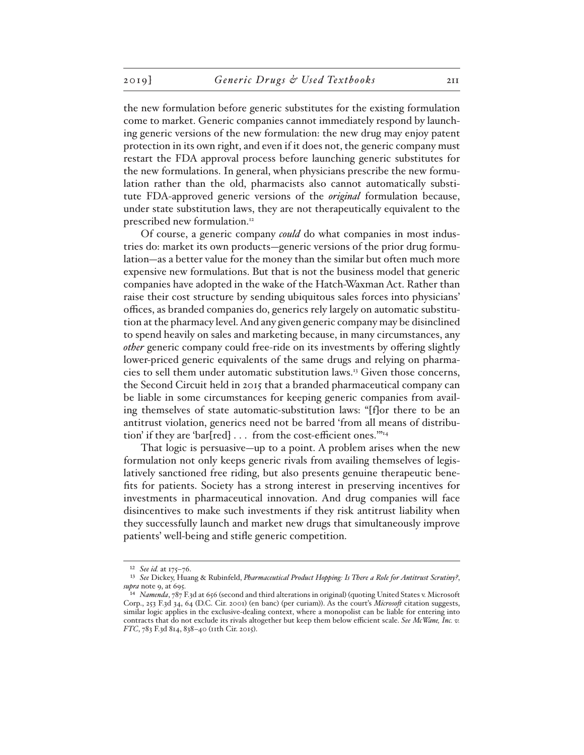the new formulation before generic substitutes for the existing formulation come to market. Generic companies cannot immediately respond by launching generic versions of the new formulation: the new drug may enjoy patent protection in its own right, and even if it does not, the generic company must restart the FDA approval process before launching generic substitutes for the new formulations. In general, when physicians prescribe the new formulation rather than the old, pharmacists also cannot automatically substitute FDA-approved generic versions of the *original* formulation because, under state substitution laws, they are not therapeutically equivalent to the prescribed new formulation.[12]

Of course, a generic company *could* do what companies in most industries do: market its own products—generic versions of the prior drug formulation—as a better value for the money than the similar but often much more expensive new formulations. But that is not the business model that generic companies have adopted in the wake of the Hatch-Waxman Act. Rather than raise their cost structure by sending ubiquitous sales forces into physicians' offices, as branded companies do, generics rely largely on automatic substitution at the pharmacy level. And any given generic company may be disinclined to spend heavily on sales and marketing because, in many circumstances, any *other* generic company could free-ride on its investments by offering slightly lower-priced generic equivalents of the same drugs and relying on pharmacies to sell them under automatic substitution laws.[13] Given those concerns, the Second Circuit held in 2015 that a branded pharmaceutical company can be liable in some circumstances for keeping generic companies from availing themselves of state automatic-substitution laws: "[f]or there to be an antitrust violation, generics need not be barred 'from all means of distribution' if they are 'bar[red] . . . from the cost-efficient ones.'"[14]

That logic is persuasive—up to a point. A problem arises when the new formulation not only keeps generic rivals from availing themselves of legislatively sanctioned free riding, but also presents genuine therapeutic benefits for patients. Society has a strong interest in preserving incentives for investments in pharmaceutical innovation. And drug companies will face disincentives to make such investments if they risk antitrust liability when they successfully launch and market new drugs that simultaneously improve patients' well-being and stifle generic competition.

---

[12] *See id.* at 175–76.

[13] *See* Dickey, Huang & Rubinfeld, *Pharmaceutical Product Hopping: Is There a Role for Antitrust Scrutiny?*, *supra* note 9, at 695.

[14] *Namenda*, 787 F.3d at 656 (second and third alterations in original) (quoting United States v. Microsoft Corp., 253 F.3d 34, 64 (D.C. Cir. 2001) (en banc) (per curiam)). As the court's *Microsoft* citation suggests, similar logic applies in the exclusive-dealing context, where a monopolist can be liable for entering into contracts that do not exclude its rivals altogether but keep them below efficient scale. *See McWane, Inc. v. FTC*, 783 F.3d 814, 838–40 (11th Cir. 2015).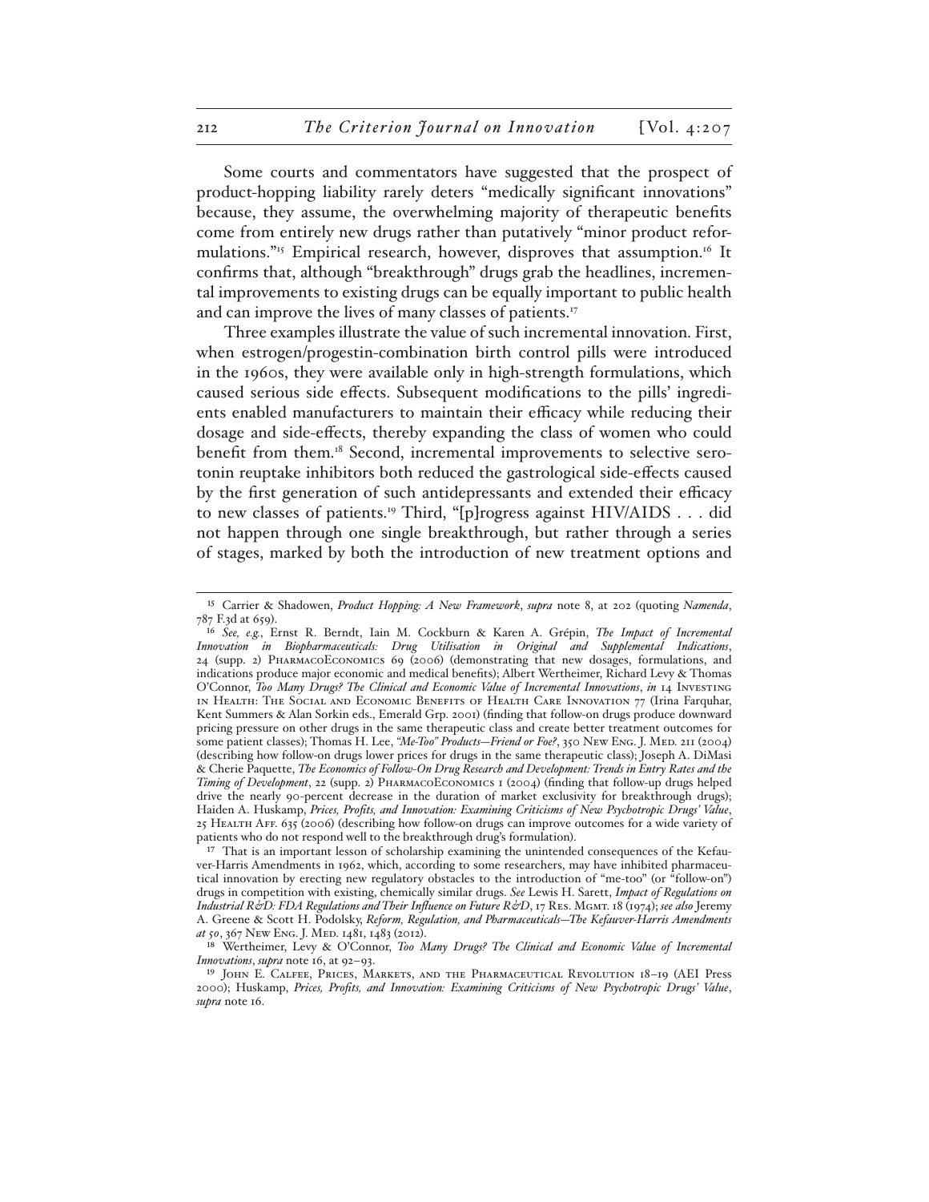Some courts and commentators have suggested that the prospect of product-hopping liability rarely deters "medically significant innovations" because, they assume, the overwhelming majority of therapeutic benefits come from entirely new drugs rather than putatively "minor product reformulations."[15] Empirical research, however, disproves that assumption.[16] It confirms that, although "breakthrough" drugs grab the headlines, incremental improvements to existing drugs can be equally important to public health and can improve the lives of many classes of patients.[17]

Three examples illustrate the value of such incremental innovation. First, when estrogen/progestin-combination birth control pills were introduced in the 1960s, they were available only in high-strength formulations, which caused serious side effects. Subsequent modifications to the pills' ingredients enabled manufacturers to maintain their efficacy while reducing their dosage and side-effects, thereby expanding the class of women who could benefit from them.[18] Second, incremental improvements to selective serotonin reuptake inhibitors both reduced the gastrological side-effects caused by the first generation of such antidepressants and extended their efficacy to new classes of patients.[19] Third, "[p]rogress against HIV/AIDS . . . did not happen through one single breakthrough, but rather through a series of stages, marked by both the introduction of new treatment options and

---

[15] Carrier & Shadowen, *Product Hopping: A New Framework*, *supra* note 8, at 202 (quoting *Namenda*, 787 F.3d at 659).

[16] *See, e.g.*, Ernst R. Berndt, Iain M. Cockburn & Karen A. Grépin, *The Impact of Incremental Innovation in Biopharmaceuticals: Drug Utilisation in Original and Supplemental Indications*, 24 (supp. 2) PharmacoEconomics 69 (2006) (demonstrating that new dosages, formulations, and indications produce major economic and medical benefits); Albert Wertheimer, Richard Levy & Thomas O'Connor, *Too Many Drugs? The Clinical and Economic Value of Incremental Innovations*, *in* 14 Investing in Health: The Social and Economic Benefits of Health Care Innovation 77 (Irina Farquhar, Kent Summers & Alan Sorkin eds., Emerald Grp. 2001) (finding that follow-on drugs produce downward pricing pressure on other drugs in the same therapeutic class and create better treatment outcomes for some patient classes); Thomas H. Lee, *"Me-Too" Products—Friend or Foe?*, 350 New Eng. J. Med. 211 (2004) (describing how follow-on drugs lower prices for drugs in the same therapeutic class); Joseph A. DiMasi & Cherie Paquette, *The Economics of Follow-On Drug Research and Development: Trends in Entry Rates and the Timing of Development*, 22 (supp. 2) PharmacoEconomics 1 (2004) (finding that follow-up drugs helped drive the nearly 90-percent decrease in the duration of market exclusivity for breakthrough drugs); Haiden A. Huskamp, *Prices, Profits, and Innovation: Examining Criticisms of New Psychotropic Drugs' Value*, 25 Health Aff. 635 (2006) (describing how follow-on drugs can improve outcomes for a wide variety of patients who do not respond well to the breakthrough drug's formulation).

[17] That is an important lesson of scholarship examining the unintended consequences of the Kefauver-Harris Amendments in 1962, which, according to some researchers, may have inhibited pharmaceutical innovation by erecting new regulatory obstacles to the introduction of "me-too" (or "follow-on") drugs in competition with existing, chemically similar drugs. *See* Lewis H. Sarett, *Impact of Regulations on Industrial R&D: FDA Regulations and Their Influence on Future R&D*, 17 Res. Mgmt. 18 (1974); *see also* Jeremy A. Greene & Scott H. Podolsky, *Reform, Regulation, and Pharmaceuticals—The Kefauver-Harris Amendments at 50*, 367 New Eng. J. Med. 1481, 1483 (2012).

[18] Wertheimer, Levy & O'Connor, *Too Many Drugs? The Clinical and Economic Value of Incremental Innovations*, *supra* note 16, at 92–93.

[19] John E. Calfee, Prices, Markets, and the Pharmaceutical Revolution 18–19 (AEI Press 2000); Huskamp, *Prices, Profits, and Innovation: Examining Criticisms of New Psychotropic Drugs' Value*, *supra* note 16.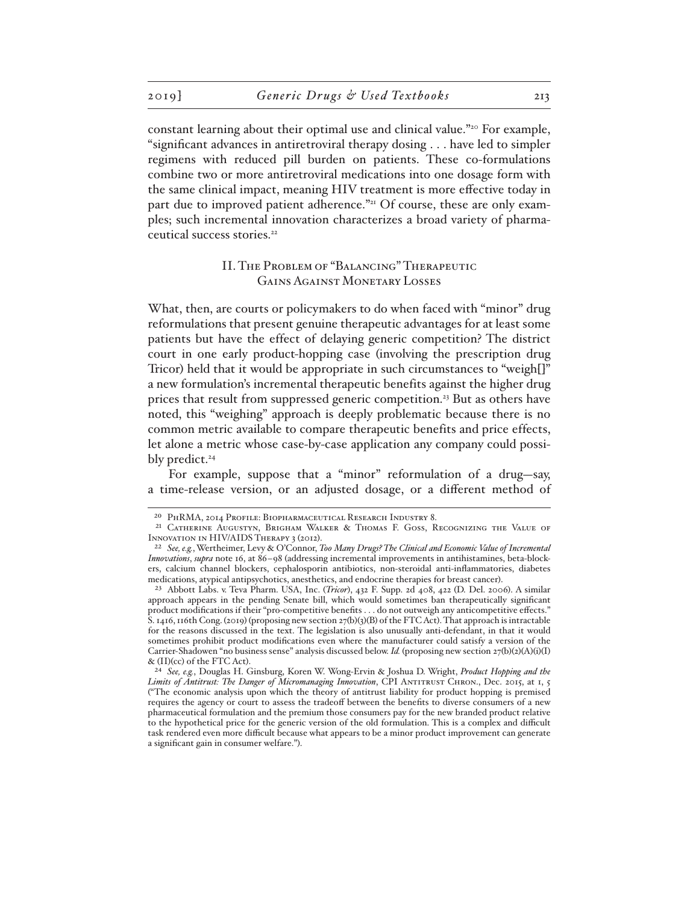constant learning about their optimal use and clinical value."[20] For example, "significant advances in antiretroviral therapy dosing . . . have led to simpler regimens with reduced pill burden on patients. These co-formulations combine two or more antiretroviral medications into one dosage form with the same clinical impact, meaning HIV treatment is more effective today in part due to improved patient adherence."[21] Of course, these are only examples; such incremental innovation characterizes a broad variety of pharmaceutical success stories.[22]

## II. The Problem of "Balancing" Therapeutic Gains Against Monetary Losses

What, then, are courts or policymakers to do when faced with "minor" drug reformulations that present genuine therapeutic advantages for at least some patients but have the effect of delaying generic competition? The district court in one early product-hopping case (involving the prescription drug Tricor) held that it would be appropriate in such circumstances to "weigh[]" a new formulation's incremental therapeutic benefits against the higher drug prices that result from suppressed generic competition.[23] But as others have noted, this "weighing" approach is deeply problematic because there is no common metric available to compare therapeutic benefits and price effects, let alone a metric whose case-by-case application any company could possibly predict.[24]

For example, suppose that a "minor" reformulation of a drug—say, a time-release version, or an adjusted dosage, or a different method of

---

[20] PhRMA, 2014 Profile: Biopharmaceutical Research Industry 8.

[21] Catherine Augustyn, Brigham Walker & Thomas F. Goss, Recognizing the Value of Innovation in HIV/AIDS Therapy 3 (2012).

[22] *See, e.g.*, Wertheimer, Levy & O'Connor, *Too Many Drugs? The Clinical and Economic Value of Incremental Innovations*, *supra* note 16, at 86–98 (addressing incremental improvements in antihistamines, beta-blockers, calcium channel blockers, cephalosporin antibiotics, non-steroidal anti-inflammatories, diabetes medications, atypical antipsychotics, anesthetics, and endocrine therapies for breast cancer).

[23] Abbott Labs. v. Teva Pharm. USA, Inc. (*Tricor*), 432 F. Supp. 2d 408, 422 (D. Del. 2006). A similar approach appears in the pending Senate bill, which would sometimes ban therapeutically significant product modifications if their "pro-competitive benefits . . . do not outweigh any anticompetitive effects." S. 1416, 116th Cong. (2019) (proposing new section 27(b)(3)(B) of the FTC Act). That approach is intractable for the reasons discussed in the text. The legislation is also unusually anti-defendant, in that it would sometimes prohibit product modifications even where the manufacturer could satisfy a version of the Carrier-Shadowen "no business sense" analysis discussed below. *Id.* (proposing new section 27(b)(2)(A)(i)(I) & (II)(cc) of the FTC Act).

[24] *See, e.g.*, Douglas H. Ginsburg, Koren W. Wong-Ervin & Joshua D. Wright, *Product Hopping and the Limits of Antitrust: The Danger of Micromanaging Innovation*, CPI Antitrust Chron., Dec. 2015, at 1, 5 ("The economic analysis upon which the theory of antitrust liability for product hopping is premised requires the agency or court to assess the tradeoff between the benefits to diverse consumers of a new pharmaceutical formulation and the premium those consumers pay for the new branded product relative to the hypothetical price for the generic version of the old formulation. This is a complex and difficult task rendered even more difficult because what appears to be a minor product improvement can generate a significant gain in consumer welfare.").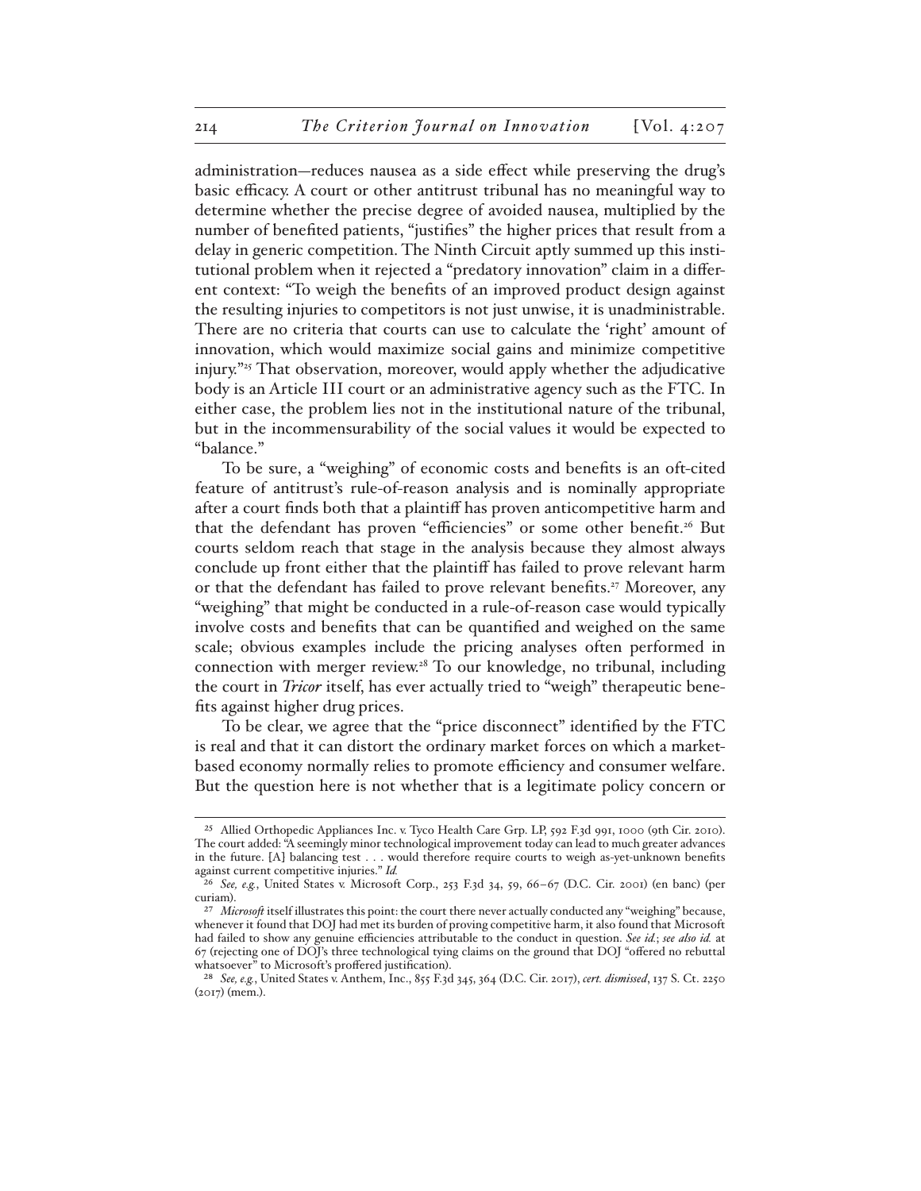administration—reduces nausea as a side effect while preserving the drug's basic efficacy. A court or other antitrust tribunal has no meaningful way to determine whether the precise degree of avoided nausea, multiplied by the number of benefited patients, "justifies" the higher prices that result from a delay in generic competition. The Ninth Circuit aptly summed up this institutional problem when it rejected a "predatory innovation" claim in a different context: "To weigh the benefits of an improved product design against the resulting injuries to competitors is not just unwise, it is unadministrable. There are no criteria that courts can use to calculate the 'right' amount of innovation, which would maximize social gains and minimize competitive injury."[25] That observation, moreover, would apply whether the adjudicative body is an Article III court or an administrative agency such as the FTC. In either case, the problem lies not in the institutional nature of the tribunal, but in the incommensurability of the social values it would be expected to "balance."

To be sure, a "weighing" of economic costs and benefits is an oft-cited feature of antitrust's rule-of-reason analysis and is nominally appropriate after a court finds both that a plaintiff has proven anticompetitive harm and that the defendant has proven "efficiencies" or some other benefit.[26] But courts seldom reach that stage in the analysis because they almost always conclude up front either that the plaintiff has failed to prove relevant harm or that the defendant has failed to prove relevant benefits.[27] Moreover, any "weighing" that might be conducted in a rule-of-reason case would typically involve costs and benefits that can be quantified and weighed on the same scale; obvious examples include the pricing analyses often performed in connection with merger review.[28] To our knowledge, no tribunal, including the court in *Tricor* itself, has ever actually tried to "weigh" therapeutic benefits against higher drug prices.

To be clear, we agree that the "price disconnect" identified by the FTC is real and that it can distort the ordinary market forces on which a market-based economy normally relies to promote efficiency and consumer welfare. But the question here is not whether that is a legitimate policy concern or

---

[25] Allied Orthopedic Appliances Inc. v. Tyco Health Care Grp. LP, 592 F.3d 991, 1000 (9th Cir. 2010). The court added: "A seemingly minor technological improvement today can lead to much greater advances in the future. [A] balancing test . . . would therefore require courts to weigh as-yet-unknown benefits against current competitive injuries." *Id.*

[26] *See, e.g.*, United States v. Microsoft Corp., 253 F.3d 34, 59, 66–67 (D.C. Cir. 2001) (en banc) (per curiam).

[27] *Microsoft* itself illustrates this point: the court there never actually conducted any "weighing" because, whenever it found that DOJ had met its burden of proving competitive harm, it also found that Microsoft had failed to show any genuine efficiencies attributable to the conduct in question. *See id.*; *see also id.* at 67 (rejecting one of DOJ's three technological tying claims on the ground that DOJ "offered no rebuttal whatsoever" to Microsoft's proffered justification).

[28] *See, e.g.*, United States v. Anthem, Inc., 855 F.3d 345, 364 (D.C. Cir. 2017), *cert. dismissed*, 137 S. Ct. 2250 (2017) (mem.).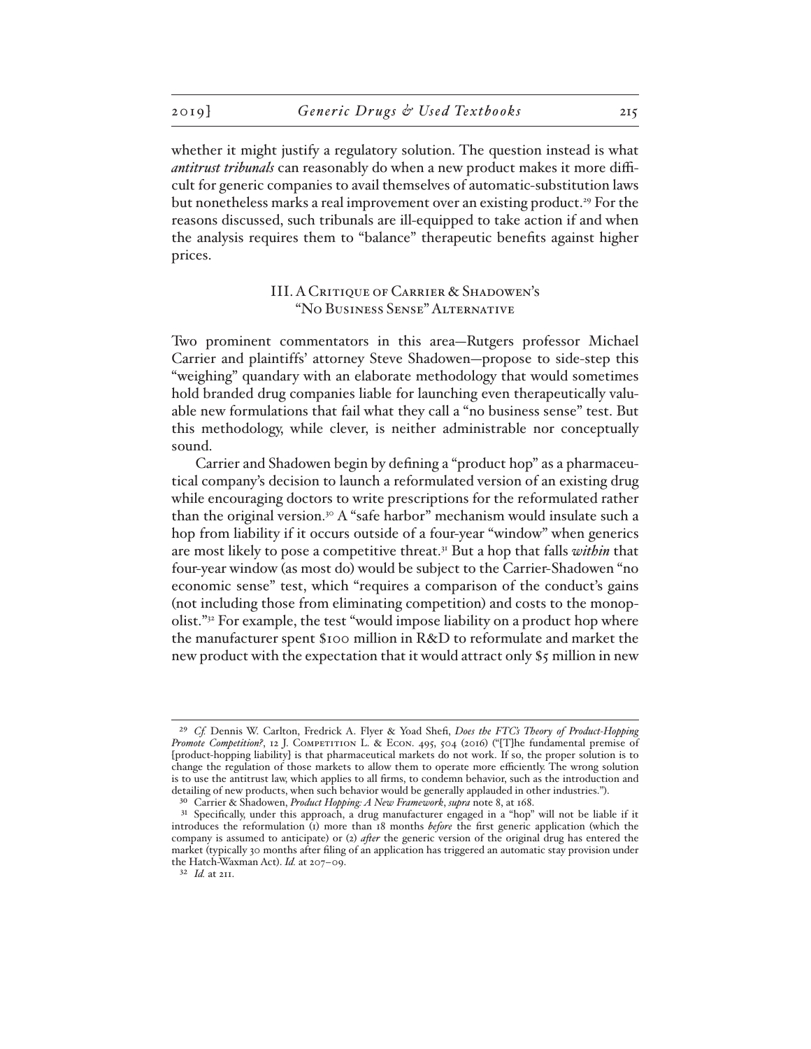whether it might justify a regulatory solution. The question instead is what *antitrust tribunals* can reasonably do when a new product makes it more difficult for generic companies to avail themselves of automatic-substitution laws but nonetheless marks a real improvement over an existing product.[29] For the reasons discussed, such tribunals are ill-equipped to take action if and when the analysis requires them to "balance" therapeutic benefits against higher prices.

## III. A Critique of Carrier & Shadowen's "No Business Sense" Alternative

Two prominent commentators in this area—Rutgers professor Michael Carrier and plaintiffs' attorney Steve Shadowen—propose to side-step this "weighing" quandary with an elaborate methodology that would sometimes hold branded drug companies liable for launching even therapeutically valuable new formulations that fail what they call a "no business sense" test. But this methodology, while clever, is neither administrable nor conceptually sound.

Carrier and Shadowen begin by defining a "product hop" as a pharmaceutical company's decision to launch a reformulated version of an existing drug while encouraging doctors to write prescriptions for the reformulated rather than the original version.[30] A "safe harbor" mechanism would insulate such a hop from liability if it occurs outside of a four-year "window" when generics are most likely to pose a competitive threat.[31] But a hop that falls *within* that four-year window (as most do) would be subject to the Carrier-Shadowen "no economic sense" test, which "requires a comparison of the conduct's gains (not including those from eliminating competition) and costs to the monopolist."[32] For example, the test "would impose liability on a product hop where the manufacturer spent $100 million in R&D to reformulate and market the new product with the expectation that it would attract only $5 million in new

---

[29] *Cf.* Dennis W. Carlton, Fredrick A. Flyer & Yoad Shefi, *Does the FTC's Theory of Product-Hopping Promote Competition?*, 12 J. Competition L. & Econ. 495, 504 (2016) ("[T]he fundamental premise of [product-hopping liability] is that pharmaceutical markets do not work. If so, the proper solution is to change the regulation of those markets to allow them to operate more efficiently. The wrong solution is to use the antitrust law, which applies to all firms, to condemn behavior, such as the introduction and detailing of new products, when such behavior would be generally applauded in other industries.").

[30] Carrier & Shadowen, *Product Hopping: A New Framework*, *supra* note 8, at 168.

[31] Specifically, under this approach, a drug manufacturer engaged in a "hop" will not be liable if it introduces the reformulation (1) more than 18 months *before* the first generic application (which the company is assumed to anticipate) or (2) *after* the generic version of the original drug has entered the market (typically 30 months after filing of an application has triggered an automatic stay provision under the Hatch-Waxman Act). *Id.* at 207–09.

[32] *Id.* at 211.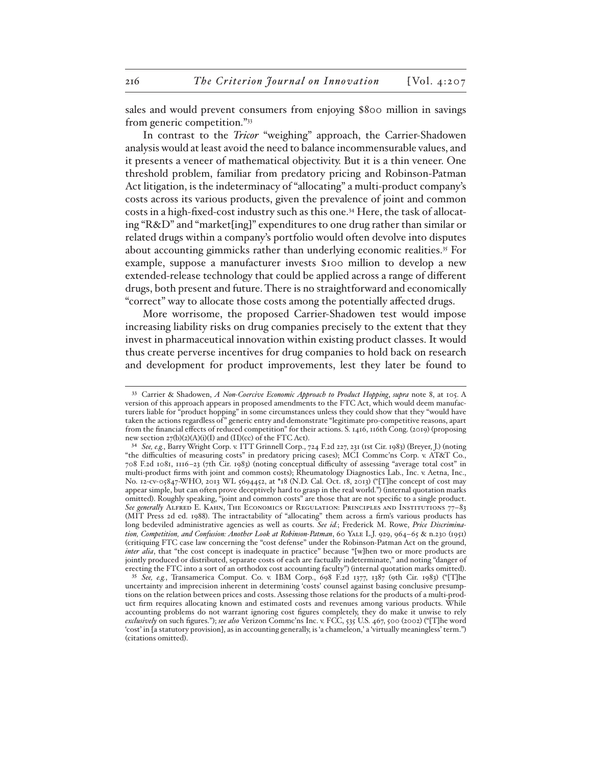sales and would prevent consumers from enjoying $800 million in savings from generic competition."[33]

In contrast to the *Tricor* "weighing" approach, the Carrier-Shadowen analysis would at least avoid the need to balance incommensurable values, and it presents a veneer of mathematical objectivity. But it is a thin veneer. One threshold problem, familiar from predatory pricing and Robinson-Patman Act litigation, is the indeterminacy of "allocating" a multi-product company's costs across its various products, given the prevalence of joint and common costs in a high-fixed-cost industry such as this one.[34] Here, the task of allocating "R&D" and "market[ing]" expenditures to one drug rather than similar or related drugs within a company's portfolio would often devolve into disputes about accounting gimmicks rather than underlying economic realities.[35] For example, suppose a manufacturer invests $100 million to develop a new extended-release technology that could be applied across a range of different drugs, both present and future. There is no straightforward and economically "correct" way to allocate those costs among the potentially affected drugs.

More worrisome, the proposed Carrier-Shadowen test would impose increasing liability risks on drug companies precisely to the extent that they invest in pharmaceutical innovation within existing product classes. It would thus create perverse incentives for drug companies to hold back on research and development for product improvements, lest they later be found to

---

[33] Carrier & Shadowen, *A Non-Coercive Economic Approach to Product Hopping*, *supra* note 8, at 105. A version of this approach appears in proposed amendments to the FTC Act, which would deem manufacturers liable for "product hopping" in some circumstances unless they could show that they "would have taken the actions regardless of" generic entry and demonstrate "legitimate pro-competitive reasons, apart from the financial effects of reduced competition" for their actions. S. 1416, 116th Cong. (2019) (proposing new section 27(b)(2)(A)(i)(I) and (II)(cc) of the FTC Act).

[34] *See, e.g.*, Barry Wright Corp. v. ITT Grinnell Corp., 724 F.2d 227, 231 (1st Cir. 1983) (Breyer, J.) (noting "the difficulties of measuring costs" in predatory pricing cases); MCI Commc'ns Corp. v. AT&T Co., 708 F.2d 1081, 1116–23 (7th Cir. 1983) (noting conceptual difficulty of assessing "average total cost" in multi-product firms with joint and common costs); Rheumatology Diagnostics Lab., Inc. v. Aetna, Inc., No. 12-cv-05847-WHO, 2013 WL 5694452, at *18 (N.D. Cal. Oct. 18, 2013) ("[T]he concept of cost may appear simple, but can often prove deceptively hard to grasp in the real world.") (internal quotation marks omitted). Roughly speaking, "joint and common costs" are those that are not specific to a single product. *See generally* Alfred E. Kahn, The Economics of Regulation: Principles and Institutions 77–83 (MIT Press 2d ed. 1988). The intractability of "allocating" them across a firm's various products has long bedeviled administrative agencies as well as courts. *See id.*; Frederick M. Rowe, *Price Discrimination, Competition, and Confusion: Another Look at Robinson-Patman*, 60 Yale L.J. 929, 964–65 & n.230 (1951) (critiquing FTC case law concerning the "cost defense" under the Robinson-Patman Act on the ground, *inter alia*, that "the cost concept is inadequate in practice" because "[w]hen two or more products are jointly produced or distributed, separate costs of each are factually indeterminate," and noting "danger of erecting the FTC into a sort of an orthodox cost accounting faculty") (internal quotation marks omitted).

[35] *See, e.g.*, Transamerica Comput. Co. v. IBM Corp., 698 F.2d 1377, 1387 (9th Cir. 1983) ("[T]he uncertainty and imprecision inherent in determining 'costs' counsel against basing conclusive presumptions on the relation between prices and costs. Assessing those relations for the products of a multi-product firm requires allocating known and estimated costs and revenues among various products. While accounting problems do not warrant ignoring cost figures completely, they do make it unwise to rely *exclusively* on such figures."); *see also* Verizon Commc'ns Inc. v. FCC, 535 U.S. 467, 500 (2002) ("[T]he word 'cost' in [a statutory provision], as in accounting generally, is 'a chameleon,' a 'virtually meaningless' term.") (citations omitted).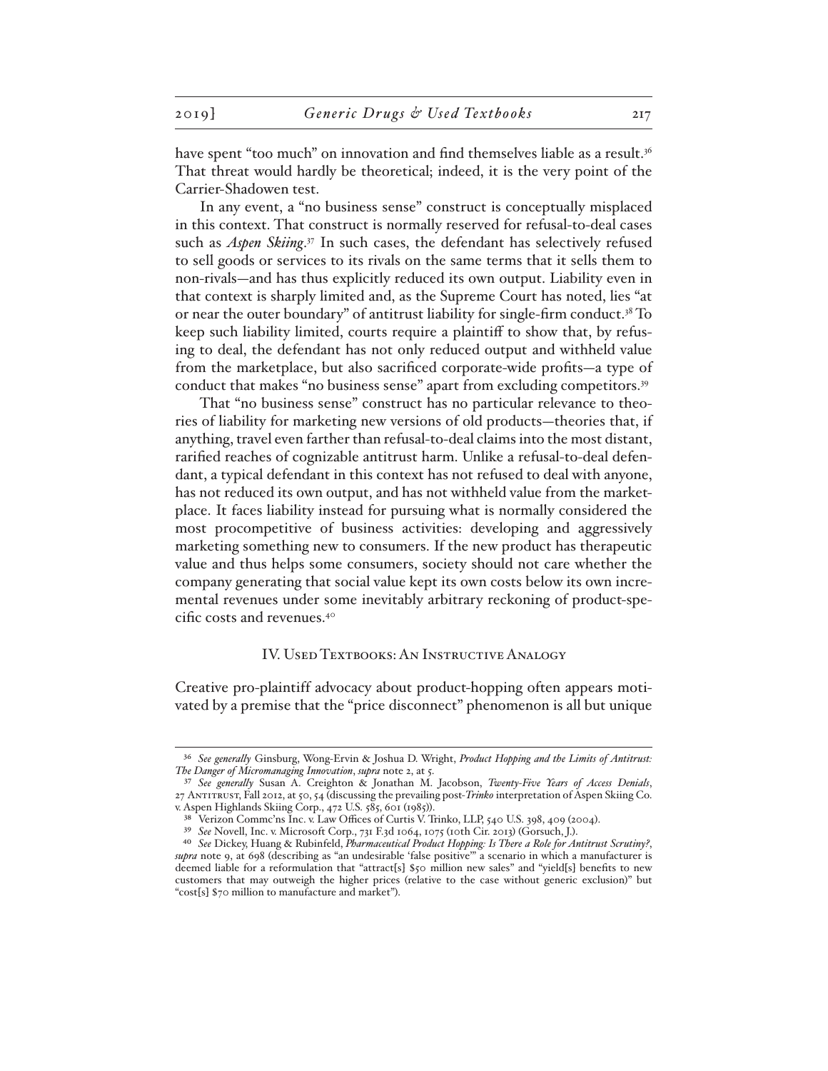have spent "too much" on innovation and find themselves liable as a result.[36] That threat would hardly be theoretical; indeed, it is the very point of the Carrier-Shadowen test.

In any event, a "no business sense" construct is conceptually misplaced in this context. That construct is normally reserved for refusal-to-deal cases such as *Aspen Skiing*.[37] In such cases, the defendant has selectively refused to sell goods or services to its rivals on the same terms that it sells them to non-rivals—and has thus explicitly reduced its own output. Liability even in that context is sharply limited and, as the Supreme Court has noted, lies "at or near the outer boundary" of antitrust liability for single-firm conduct.[38] To keep such liability limited, courts require a plaintiff to show that, by refusing to deal, the defendant has not only reduced output and withheld value from the marketplace, but also sacrificed corporate-wide profits—a type of conduct that makes "no business sense" apart from excluding competitors.[39]

That "no business sense" construct has no particular relevance to theories of liability for marketing new versions of old products—theories that, if anything, travel even farther than refusal-to-deal claims into the most distant, rarified reaches of cognizable antitrust harm. Unlike a refusal-to-deal defendant, a typical defendant in this context has not refused to deal with anyone, has not reduced its own output, and has not withheld value from the marketplace. It faces liability instead for pursuing what is normally considered the most procompetitive of business activities: developing and aggressively marketing something new to consumers. If the new product has therapeutic value and thus helps some consumers, society should not care whether the company generating that social value kept its own costs below its own incremental revenues under some inevitably arbitrary reckoning of product-specific costs and revenues.[40]

## IV. Used Textbooks: An Instructive Analogy

Creative pro-plaintiff advocacy about product-hopping often appears motivated by a premise that the "price disconnect" phenomenon is all but unique

---

[36] *See generally* Ginsburg, Wong-Ervin & Joshua D. Wright, *Product Hopping and the Limits of Antitrust: The Danger of Micromanaging Innovation*, *supra* note 2, at 5.

[37] *See generally* Susan A. Creighton & Jonathan M. Jacobson, *Twenty-Five Years of Access Denials*, 27 Antitrust, Fall 2012, at 50, 54 (discussing the prevailing post-*Trinko* interpretation of Aspen Skiing Co. v. Aspen Highlands Skiing Corp., 472 U.S. 585, 601 (1985)).

[38] Verizon Commc'ns Inc. v. Law Offices of Curtis V. Trinko, LLP, 540 U.S. 398, 409 (2004).

[39] *See* Novell, Inc. v. Microsoft Corp., 731 F.3d 1064, 1075 (10th Cir. 2013) (Gorsuch, J.).

[40] *See* Dickey, Huang & Rubinfeld, *Pharmaceutical Product Hopping: Is There a Role for Antitrust Scrutiny?*, *supra* note 9, at 698 (describing as "an undesirable 'false positive'" a scenario in which a manufacturer is deemed liable for a reformulation that "attract[s] $50 million new sales" and "yield[s] benefits to new customers that may outweigh the higher prices (relative to the case without generic exclusion)" but "cost[s] $70 million to manufacture and market").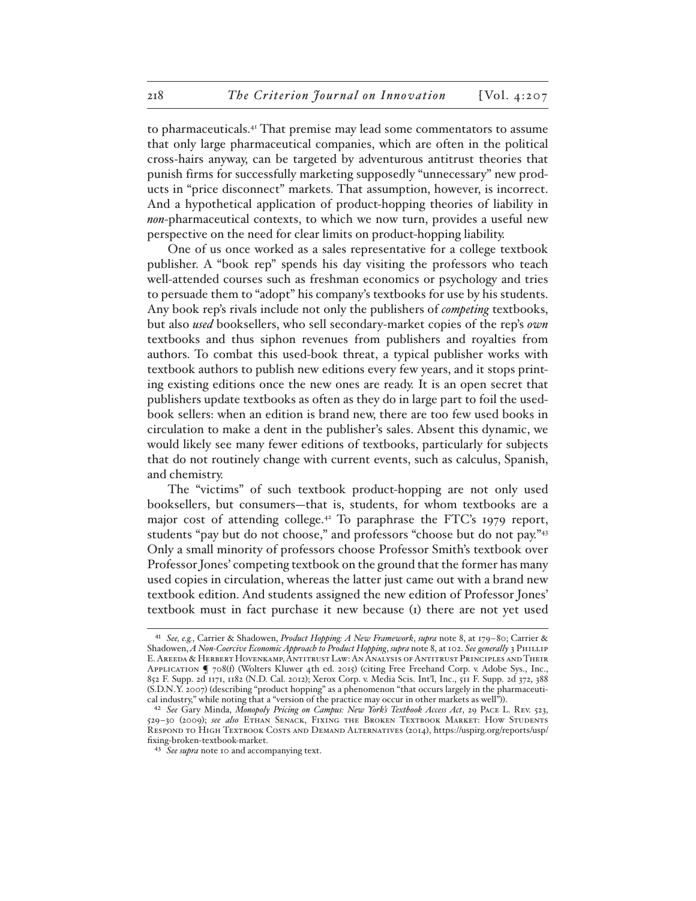to pharmaceuticals.[41] That premise may lead some commentators to assume that only large pharmaceutical companies, which are often in the political cross-hairs anyway, can be targeted by adventurous antitrust theories that punish firms for successfully marketing supposedly "unnecessary" new products in "price disconnect" markets. That assumption, however, is incorrect. And a hypothetical application of product-hopping theories of liability in *non*-pharmaceutical contexts, to which we now turn, provides a useful new perspective on the need for clear limits on product-hopping liability.

One of us once worked as a sales representative for a college textbook publisher. A "book rep" spends his day visiting the professors who teach well-attended courses such as freshman economics or psychology and tries to persuade them to "adopt" his company's textbooks for use by his students. Any book rep's rivals include not only the publishers of *competing* textbooks, but also *used* booksellers, who sell secondary-market copies of the rep's *own* textbooks and thus siphon revenues from publishers and royalties from authors. To combat this used-book threat, a typical publisher works with textbook authors to publish new editions every few years, and it stops printing existing editions once the new ones are ready. It is an open secret that publishers update textbooks as often as they do in large part to foil the used-book sellers: when an edition is brand new, there are too few used books in circulation to make a dent in the publisher's sales. Absent this dynamic, we would likely see many fewer editions of textbooks, particularly for subjects that do not routinely change with current events, such as calculus, Spanish, and chemistry.

The "victims" of such textbook product-hopping are not only used booksellers, but consumers—that is, students, for whom textbooks are a major cost of attending college.[42] To paraphrase the FTC's 1979 report, students "pay but do not choose," and professors "choose but do not pay."[43] Only a small minority of professors choose Professor Smith's textbook over Professor Jones' competing textbook on the ground that the former has many used copies in circulation, whereas the latter just came out with a brand new textbook edition. And students assigned the new edition of Professor Jones' textbook must in fact purchase it new because (1) there are not yet used

---

[41] *See, e.g.*, Carrier & Shadowen, *Product Hopping: A New Framework*, *supra* note 8, at 179–80; Carrier & Shadowen, *A Non-Coercive Economic Approach to Product Hopping*, *supra* note 8, at 102. *See generally* 3 Phillip E. Areeda & Herbert Hovenkamp, Antitrust Law: An Analysis of Antitrust Principles and Their Application ¶ 708(f) (Wolters Kluwer 4th ed. 2015) (citing Free Freehand Corp. v. Adobe Sys., Inc., 852 F. Supp. 2d 1171, 1182 (N.D. Cal. 2012); Xerox Corp. v. Media Scis. Int'l, Inc., 511 F. Supp. 2d 372, 388 (S.D.N.Y. 2007) (describing "product hopping" as a phenomenon "that occurs largely in the pharmaceutical industry," while noting that a "version of the practice may occur in other markets as well")).

[42] *See* Gary Minda, *Monopoly Pricing on Campus: New York's Textbook Access Act*, 29 Pace L. Rev. 523, 529–30 (2009); *see also* Ethan Senack, Fixing the Broken Textbook Market: How Students Respond to High Textbook Costs and Demand Alternatives (2014), https://uspirg.org/reports/usp/fixing-broken-textbook-market.

[43] *See supra* note 10 and accompanying text.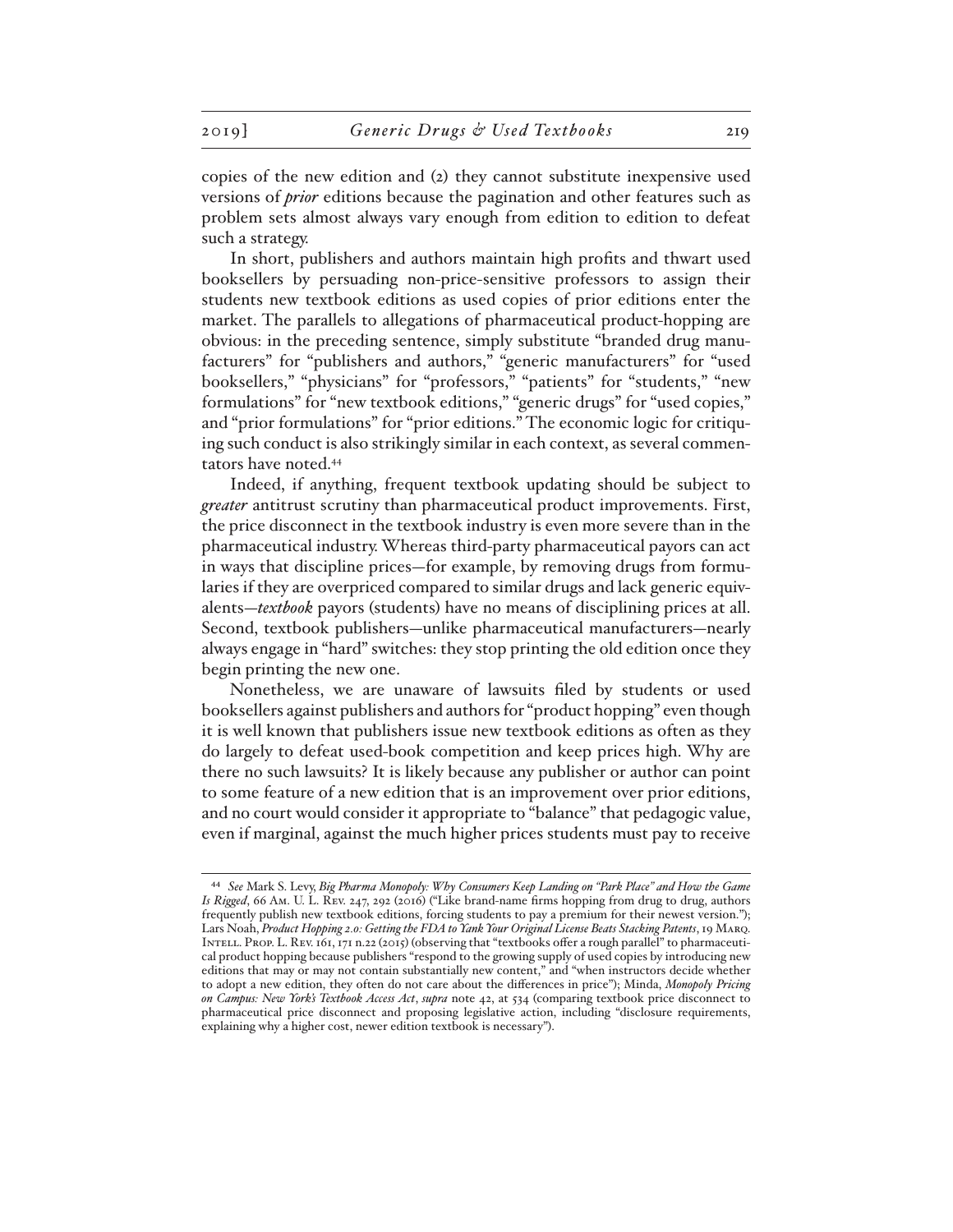copies of the new edition and (2) they cannot substitute inexpensive used versions of ***prior*** editions because the pagination and other features such as problem sets almost always vary enough from edition to edition to defeat such a strategy.

In short, publishers and authors maintain high profits and thwart used booksellers by persuading non-price-sensitive professors to assign their students new textbook editions as used copies of prior editions enter the market. The parallels to allegations of pharmaceutical product-hopping are obvious: in the preceding sentence, simply substitute "branded drug manufacturers" for "publishers and authors," "generic manufacturers" for "used booksellers," "physicians" for "professors," "patients" for "students," "new formulations" for "new textbook editions," "generic drugs" for "used copies," and "prior formulations" for "prior editions." The economic logic for critiquing such conduct is also strikingly similar in each context, as several commentators have noted.[44]

Indeed, if anything, frequent textbook updating should be subject to *greater* antitrust scrutiny than pharmaceutical product improvements. First, the price disconnect in the textbook industry is even more severe than in the pharmaceutical industry. Whereas third-party pharmaceutical payors can act in ways that discipline prices—for example, by removing drugs from formularies if they are overpriced compared to similar drugs and lack generic equivalents—*textbook* payors (students) have no means of disciplining prices at all. Second, textbook publishers—unlike pharmaceutical manufacturers—nearly always engage in "hard" switches: they stop printing the old edition once they begin printing the new one.

Nonetheless, we are unaware of lawsuits filed by students or used booksellers against publishers and authors for "product hopping" even though it is well known that publishers issue new textbook editions as often as they do largely to defeat used-book competition and keep prices high. Why are there no such lawsuits? It is likely because any publisher or author can point to some feature of a new edition that is an improvement over prior editions, and no court would consider it appropriate to "balance" that pedagogic value, even if marginal, against the much higher prices students must pay to receive

---

[44] *See* Mark S. Levy, *Big Pharma Monopoly: Why Consumers Keep Landing on "Park Place" and How the Game Is Rigged*, 66 Am. U. L. Rev. 247, 292 (2016) ("Like brand-name firms hopping from drug to drug, authors frequently publish new textbook editions, forcing students to pay a premium for their newest version."); Lars Noah, *Product Hopping 2.0: Getting the FDA to Yank Your Original License Beats Stacking Patents*, 19 Marq. Intell. Prop. L. Rev. 161, 171 n.22 (2015) (observing that "textbooks offer a rough parallel" to pharmaceutical product hopping because publishers "respond to the growing supply of used copies by introducing new editions that may or may not contain substantially new content," and "when instructors decide whether to adopt a new edition, they often do not care about the differences in price"); Minda, *Monopoly Pricing on Campus: New York's Textbook Access Act*, *supra* note 42, at 534 (comparing textbook price disconnect to pharmaceutical price disconnect and proposing legislative action, including "disclosure requirements, explaining why a higher cost, newer edition textbook is necessary").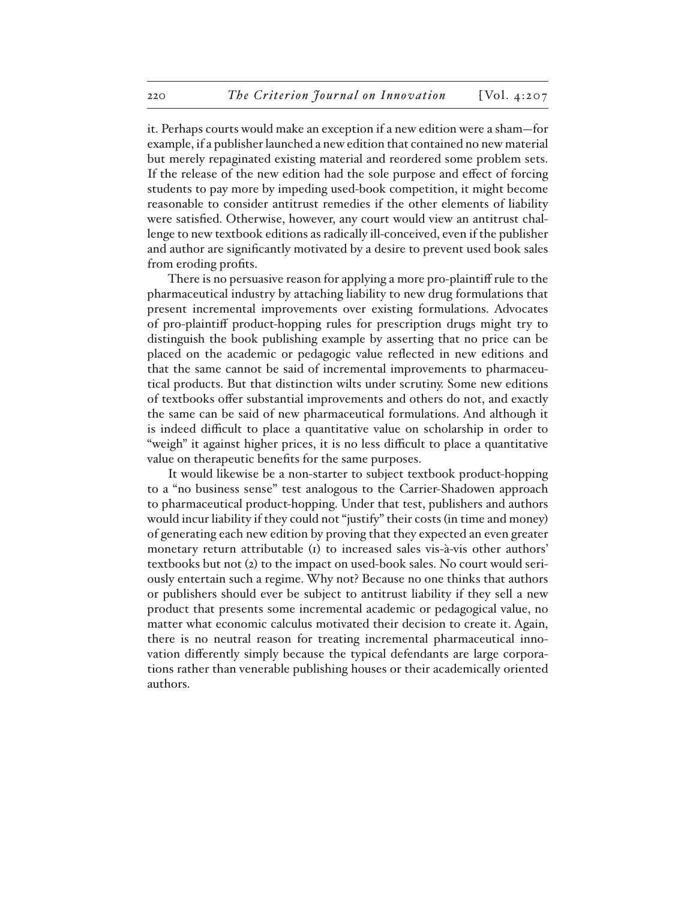it. Perhaps courts would make an exception if a new edition were a sham—for example, if a publisher launched a new edition that contained no new material but merely repaginated existing material and reordered some problem sets. If the release of the new edition had the sole purpose and effect of forcing students to pay more by impeding used-book competition, it might become reasonable to consider antitrust remedies if the other elements of liability were satisfied. Otherwise, however, any court would view an antitrust challenge to new textbook editions as radically ill-conceived, even if the publisher and author are significantly motivated by a desire to prevent used book sales from eroding profits.

There is no persuasive reason for applying a more pro-plaintiff rule to the pharmaceutical industry by attaching liability to new drug formulations that present incremental improvements over existing formulations. Advocates of pro-plaintiff product-hopping rules for prescription drugs might try to distinguish the book publishing example by asserting that no price can be placed on the academic or pedagogic value reflected in new editions and that the same cannot be said of incremental improvements to pharmaceutical products. But that distinction wilts under scrutiny. Some new editions of textbooks offer substantial improvements and others do not, and exactly the same can be said of new pharmaceutical formulations. And although it is indeed difficult to place a quantitative value on scholarship in order to "weigh" it against higher prices, it is no less difficult to place a quantitative value on therapeutic benefits for the same purposes.

It would likewise be a non-starter to subject textbook product-hopping to a "no business sense" test analogous to the Carrier-Shadowen approach to pharmaceutical product-hopping. Under that test, publishers and authors would incur liability if they could not "justify" their costs (in time and money) of generating each new edition by proving that they expected an even greater monetary return attributable (1) to increased sales vis-à-vis other authors' textbooks but not (2) to the impact on used-book sales. No court would seriously entertain such a regime. Why not? Because no one thinks that authors or publishers should ever be subject to antitrust liability if they sell a new product that presents some incremental academic or pedagogical value, no matter what economic calculus motivated their decision to create it. Again, there is no neutral reason for treating incremental pharmaceutical innovation differently simply because the typical defendants are large corporations rather than venerable publishing houses or their academically oriented authors.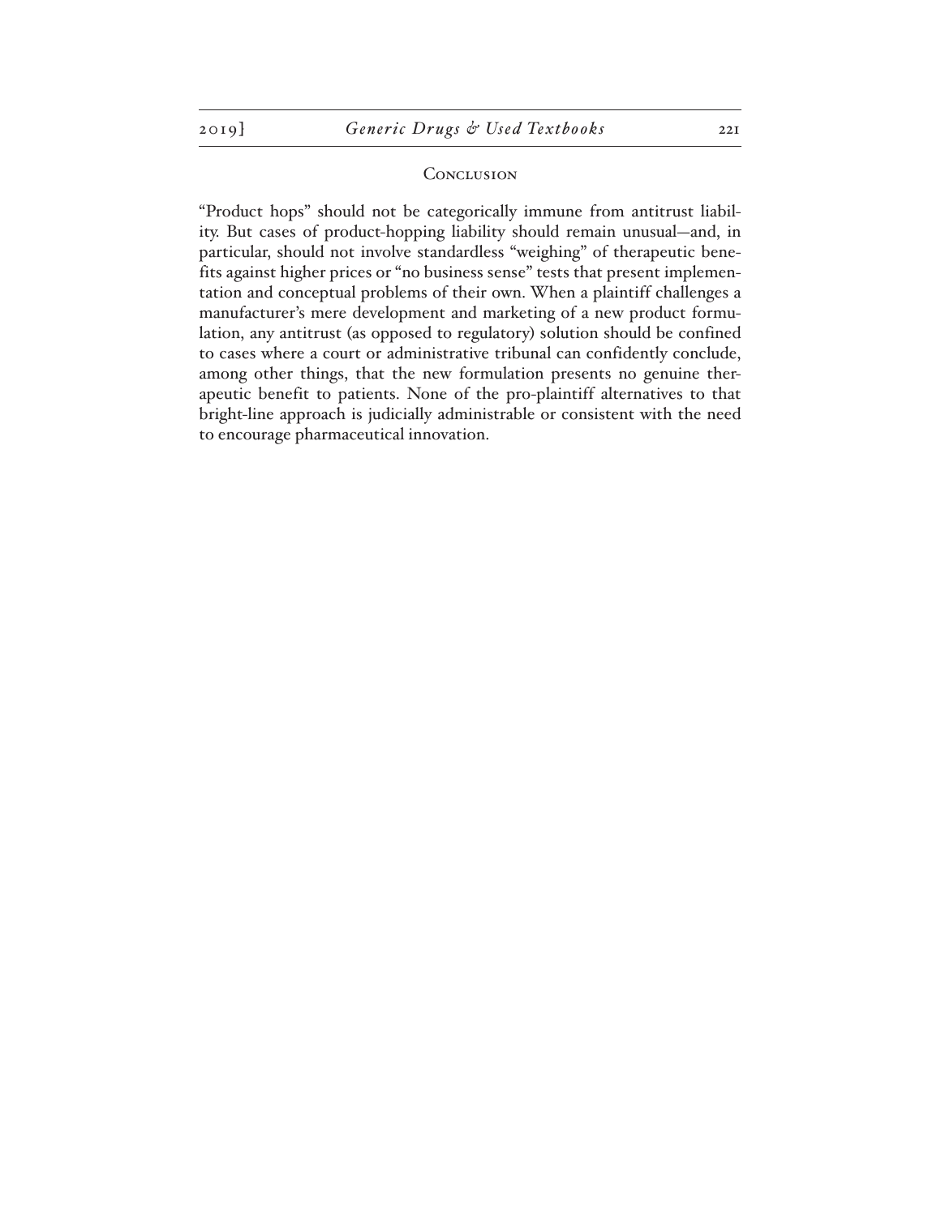## Conclusion

"Product hops" should not be categorically immune from antitrust liability. But cases of product-hopping liability should remain unusual—and, in particular, should not involve standardless "weighing" of therapeutic benefits against higher prices or "no business sense" tests that present implementation and conceptual problems of their own. When a plaintiff challenges a manufacturer's mere development and marketing of a new product formulation, any antitrust (as opposed to regulatory) solution should be confined to cases where a court or administrative tribunal can confidently conclude, among other things, that the new formulation presents no genuine therapeutic benefit to patients. None of the pro-plaintiff alternatives to that bright-line approach is judicially administrable or consistent with the need to encourage pharmaceutical innovation.